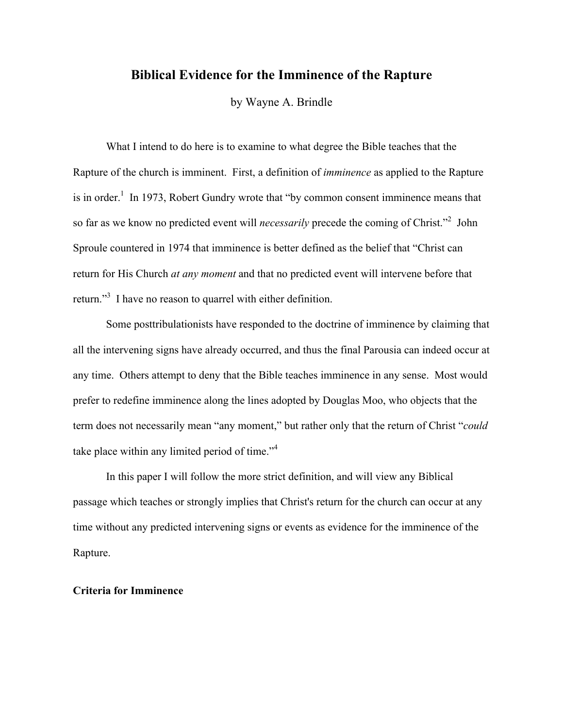# Biblical Evidence for the Imminence of the Rapture

by Wayne A. Brindle

What I intend to do here is to examine to what degree the Bible teaches that the Rapture of the church is imminent. First, a definition of *imminence* as applied to the Rapture is in order.[1] In 1973, Robert Gundry wrote that "by common consent imminence means that so far as we know no predicted event will *necessarily* precede the coming of Christ."[2] John Sproule countered in 1974 that imminence is better defined as the belief that "Christ can return for His Church *at any moment* and that no predicted event will intervene before that return."[3] I have no reason to quarrel with either definition.

Some posttribulationists have responded to the doctrine of imminence by claiming that all the intervening signs have already occurred, and thus the final Parousia can indeed occur at any time. Others attempt to deny that the Bible teaches imminence in any sense. Most would prefer to redefine imminence along the lines adopted by Douglas Moo, who objects that the term does not necessarily mean "any moment," but rather only that the return of Christ "*could* take place within any limited period of time."[4]

In this paper I will follow the more strict definition, and will view any Biblical passage which teaches or strongly implies that Christ's return for the church can occur at any time without any predicted intervening signs or events as evidence for the imminence of the Rapture.

## Criteria for Imminence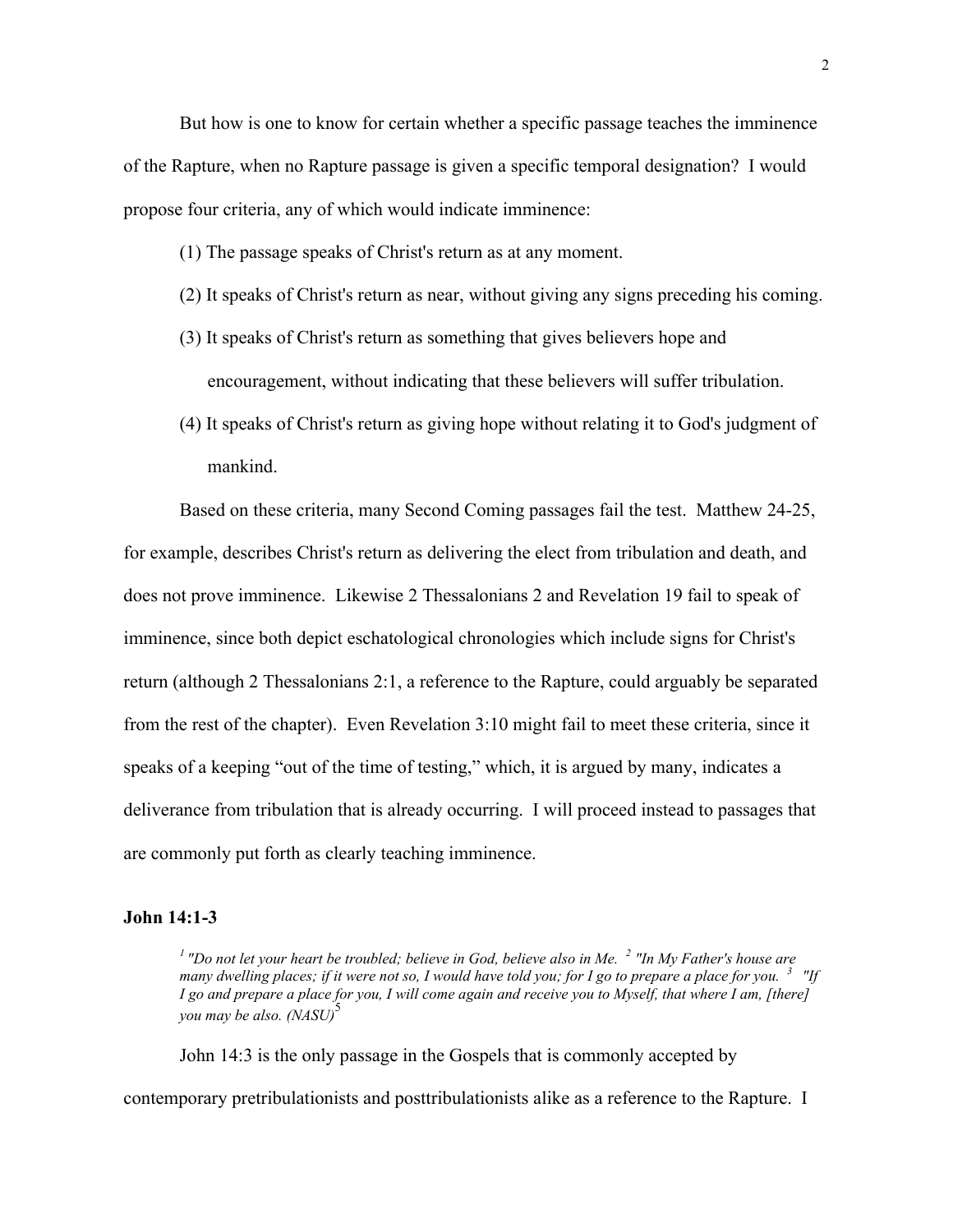But how is one to know for certain whether a specific passage teaches the imminence of the Rapture, when no Rapture passage is given a specific temporal designation? I would propose four criteria, any of which would indicate imminence:

(1) The passage speaks of Christ's return as at any moment.

(2) It speaks of Christ's return as near, without giving any signs preceding his coming.

(3) It speaks of Christ's return as something that gives believers hope and encouragement, without indicating that these believers will suffer tribulation.

(4) It speaks of Christ's return as giving hope without relating it to God's judgment of mankind.

Based on these criteria, many Second Coming passages fail the test. Matthew 24-25, for example, describes Christ's return as delivering the elect from tribulation and death, and does not prove imminence. Likewise 2 Thessalonians 2 and Revelation 19 fail to speak of imminence, since both depict eschatological chronologies which include signs for Christ's return (although 2 Thessalonians 2:1, a reference to the Rapture, could arguably be separated from the rest of the chapter). Even Revelation 3:10 might fail to meet these criteria, since it speaks of a keeping "out of the time of testing," which, it is argued by many, indicates a deliverance from tribulation that is already occurring. I will proceed instead to passages that are commonly put forth as clearly teaching imminence.

### John 14:1-3

> *[1] "Do not let your heart be troubled; believe in God, believe also in Me. [2] "In My Father's house are many dwelling places; if it were not so, I would have told you; for I go to prepare a place for you. [3] "If I go and prepare a place for you, I will come again and receive you to Myself, that where I am, [there] you may be also. (NASU)*[5]

John 14:3 is the only passage in the Gospels that is commonly accepted by contemporary pretribulationists and posttribulationists alike as a reference to the Rapture. I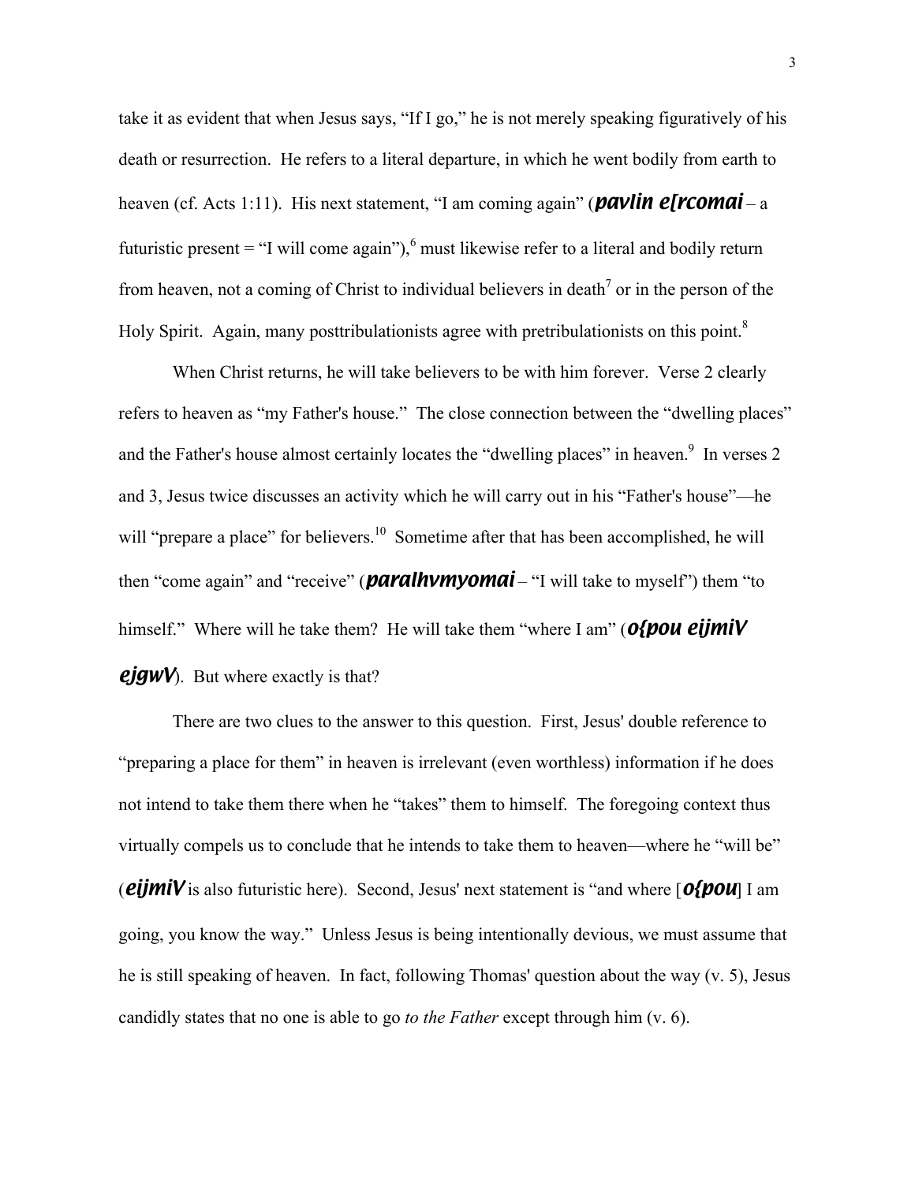take it as evident that when Jesus says, "If I go," he is not merely speaking figuratively of his death or resurrection. He refers to a literal departure, in which he went bodily from earth to heaven (cf. Acts 1:11). His next statement, "I am coming again" (***pavlin e[rcomai*** – a futuristic present = "I will come again"),[6] must likewise refer to a literal and bodily return from heaven, not a coming of Christ to individual believers in death[7] or in the person of the Holy Spirit. Again, many posttribulationists agree with pretribulationists on this point.[8]

When Christ returns, he will take believers to be with him forever. Verse 2 clearly refers to heaven as "my Father's house." The close connection between the "dwelling places" and the Father's house almost certainly locates the "dwelling places" in heaven.[9] In verses 2 and 3, Jesus twice discusses an activity which he will carry out in his "Father's house"—he will "prepare a place" for believers.[10] Sometime after that has been accomplished, he will then "come again" and "receive" (***paralhvmyomai*** – "I will take to myself") them "to himself." Where will he take them? He will take them "where I am" (***o{pou eijmiV ejgwV***). But where exactly is that?

There are two clues to the answer to this question. First, Jesus' double reference to "preparing a place for them" in heaven is irrelevant (even worthless) information if he does not intend to take them there when he "takes" them to himself. The foregoing context thus virtually compels us to conclude that he intends to take them to heaven—where he "will be" (***eijmiV*** is also futuristic here). Second, Jesus' next statement is "and where [***o{pou***] I am going, you know the way." Unless Jesus is being intentionally devious, we must assume that he is still speaking of heaven. In fact, following Thomas' question about the way (v. 5), Jesus candidly states that no one is able to go *to the Father* except through him (v. 6).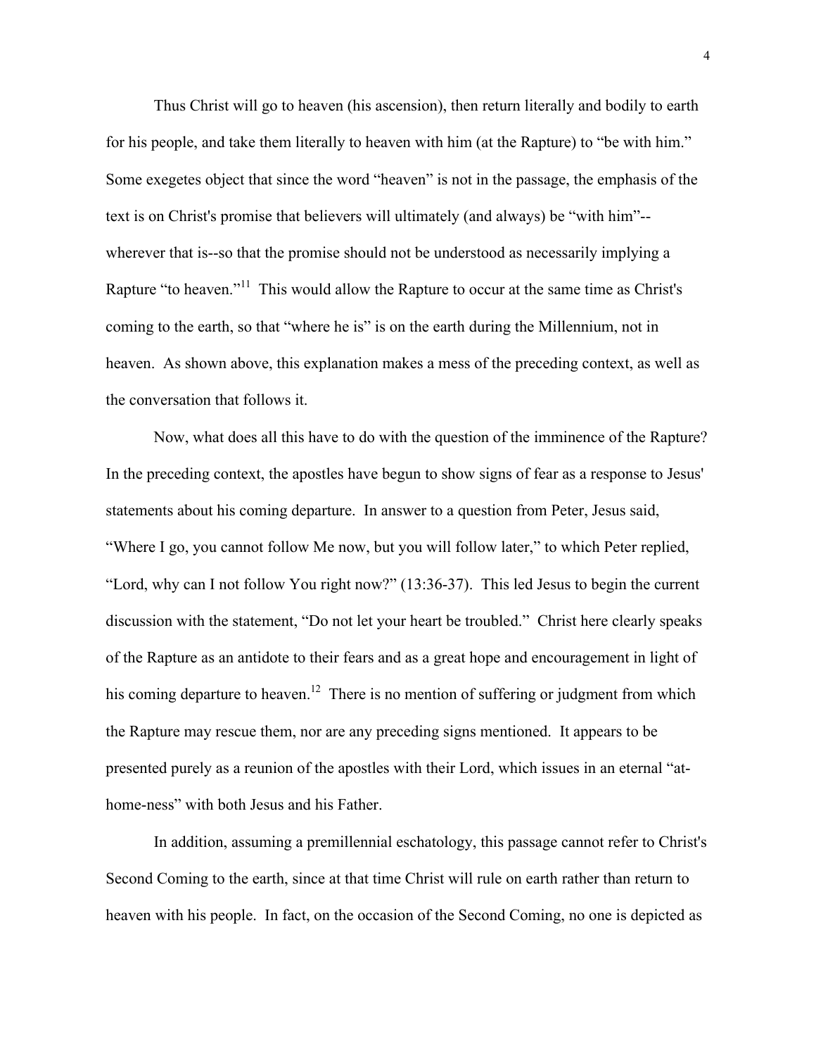Thus Christ will go to heaven (his ascension), then return literally and bodily to earth for his people, and take them literally to heaven with him (at the Rapture) to "be with him." Some exegetes object that since the word "heaven" is not in the passage, the emphasis of the text is on Christ's promise that believers will ultimately (and always) be "with him"--wherever that is--so that the promise should not be understood as necessarily implying a Rapture "to heaven."[11] This would allow the Rapture to occur at the same time as Christ's coming to the earth, so that "where he is" is on the earth during the Millennium, not in heaven. As shown above, this explanation makes a mess of the preceding context, as well as the conversation that follows it.

Now, what does all this have to do with the question of the imminence of the Rapture? In the preceding context, the apostles have begun to show signs of fear as a response to Jesus' statements about his coming departure. In answer to a question from Peter, Jesus said, "Where I go, you cannot follow Me now, but you will follow later," to which Peter replied, "Lord, why can I not follow You right now?" (13:36-37). This led Jesus to begin the current discussion with the statement, "Do not let your heart be troubled." Christ here clearly speaks of the Rapture as an antidote to their fears and as a great hope and encouragement in light of his coming departure to heaven.[12] There is no mention of suffering or judgment from which the Rapture may rescue them, nor are any preceding signs mentioned. It appears to be presented purely as a reunion of the apostles with their Lord, which issues in an eternal "at-home-ness" with both Jesus and his Father.

In addition, assuming a premillennial eschatology, this passage cannot refer to Christ's Second Coming to the earth, since at that time Christ will rule on earth rather than return to heaven with his people. In fact, on the occasion of the Second Coming, no one is depicted as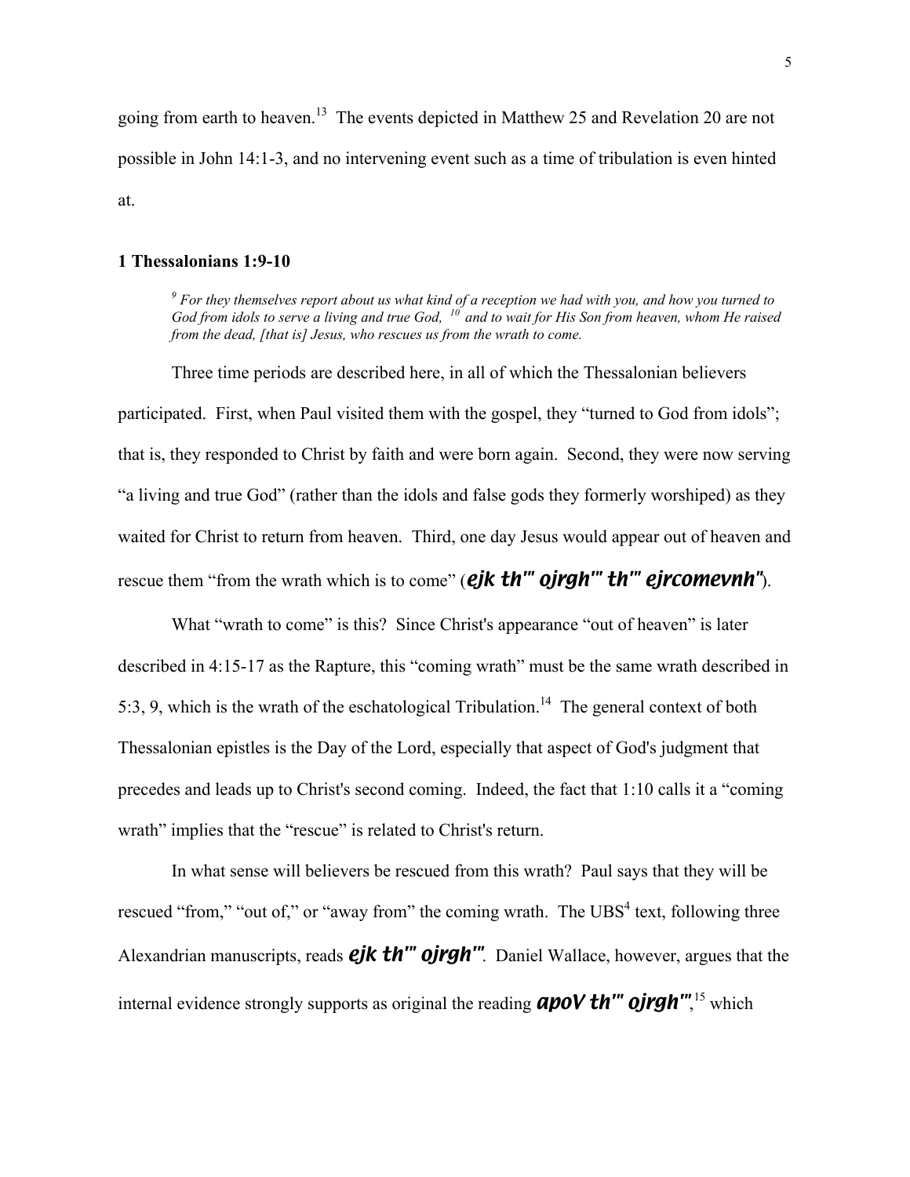going from earth to heaven.[13] The events depicted in Matthew 25 and Revelation 20 are not possible in John 14:1-3, and no intervening event such as a time of tribulation is even hinted at.

### 1 Thessalonians 1:9-10

> *[9] For they themselves report about us what kind of a reception we had with you, and how you turned to God from idols to serve a living and true God, [10] and to wait for His Son from heaven, whom He raised from the dead, [that is] Jesus, who rescues us from the wrath to come.*

Three time periods are described here, in all of which the Thessalonian believers participated. First, when Paul visited them with the gospel, they "turned to God from idols"; that is, they responded to Christ by faith and were born again. Second, they were now serving "a living and true God" (rather than the idols and false gods they formerly worshiped) as they waited for Christ to return from heaven. Third, one day Jesus would appear out of heaven and rescue them "from the wrath which is to come" (***ejk th'" ojrgh'" th'" ejrcomevnh"***).

What "wrath to come" is this? Since Christ's appearance "out of heaven" is later described in 4:15-17 as the Rapture, this "coming wrath" must be the same wrath described in 5:3, 9, which is the wrath of the eschatological Tribulation.[14] The general context of both Thessalonian epistles is the Day of the Lord, especially that aspect of God's judgment that precedes and leads up to Christ's second coming. Indeed, the fact that 1:10 calls it a "coming wrath" implies that the "rescue" is related to Christ's return.

In what sense will believers be rescued from this wrath? Paul says that they will be rescued "from," "out of," or "away from" the coming wrath. The UBS[4] text, following three Alexandrian manuscripts, reads ***ejk th'" ojrgh'"***. Daniel Wallace, however, argues that the internal evidence strongly supports as original the reading ***apoV th'" ojrgh'"***,[15] which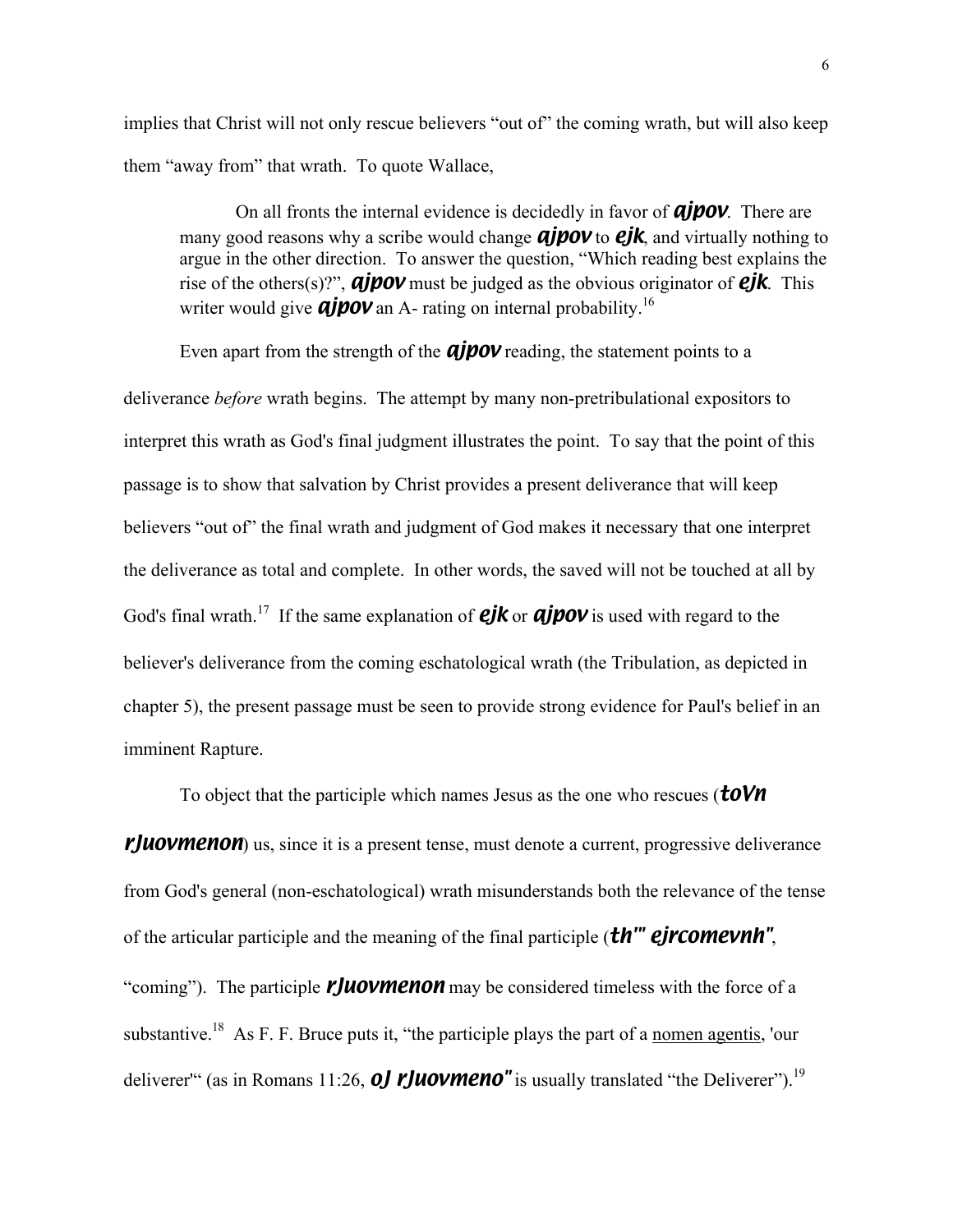implies that Christ will not only rescue believers "out of" the coming wrath, but will also keep them "away from" that wrath. To quote Wallace,

> On all fronts the internal evidence is decidedly in favor of ***ajpov***. There are many good reasons why a scribe would change ***ajpov*** to ***ejk***, and virtually nothing to argue in the other direction. To answer the question, "Which reading best explains the rise of the others(s)?", ***ajpov*** must be judged as the obvious originator of ***ejk***. This writer would give ***ajpov*** an A- rating on internal probability.[16]

Even apart from the strength of the ***ajpov*** reading, the statement points to a deliverance *before* wrath begins. The attempt by many non-pretribulational expositors to interpret this wrath as God's final judgment illustrates the point. To say that the point of this passage is to show that salvation by Christ provides a present deliverance that will keep believers "out of" the final wrath and judgment of God makes it necessary that one interpret the deliverance as total and complete. In other words, the saved will not be touched at all by God's final wrath.[17] If the same explanation of ***ejk*** or ***ajpov*** is used with regard to the believer's deliverance from the coming eschatological wrath (the Tribulation, as depicted in chapter 5), the present passage must be seen to provide strong evidence for Paul's belief in an imminent Rapture.

To object that the participle which names Jesus as the one who rescues (***toVn rJuovmenon***) us, since it is a present tense, must denote a current, progressive deliverance from God's general (non-eschatological) wrath misunderstands both the relevance of the tense of the articular participle and the meaning of the final participle (***th'" ejrcomevnh"***, "coming"). The participle ***rJuovmenon*** may be considered timeless with the force of a substantive.[18] As F. F. Bruce puts it, "the participle plays the part of a nomen agentis, 'our deliverer'" (as in Romans 11:26, ***oJ rJuovmeno"*** is usually translated "the Deliverer").[19]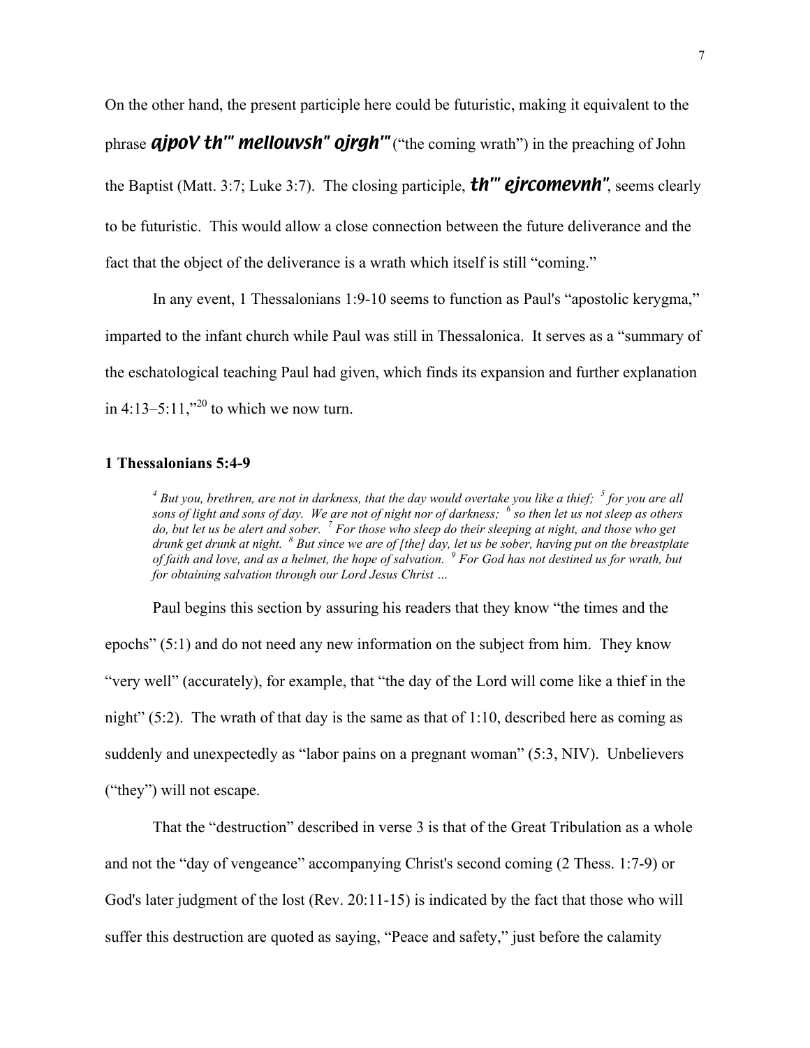On the other hand, the present participle here could be futuristic, making it equivalent to the phrase ***ajpoV th'" mellouvsh" ojrgh'"*** ("the coming wrath") in the preaching of John the Baptist (Matt. 3:7; Luke 3:7). The closing participle, ***th'" ejrcomevnh"***, seems clearly to be futuristic. This would allow a close connection between the future deliverance and the fact that the object of the deliverance is a wrath which itself is still "coming."

In any event, 1 Thessalonians 1:9-10 seems to function as Paul's "apostolic kerygma," imparted to the infant church while Paul was still in Thessalonica. It serves as a "summary of the eschatological teaching Paul had given, which finds its expansion and further explanation in 4:13–5:11,"[20] to which we now turn.

### 1 Thessalonians 5:4-9

> *[4] But you, brethren, are not in darkness, that the day would overtake you like a thief; [5] for you are all sons of light and sons of day. We are not of night nor of darkness; [6] so then let us not sleep as others do, but let us be alert and sober. [7] For those who sleep do their sleeping at night, and those who get drunk get drunk at night. [8] But since we are of [the] day, let us be sober, having put on the breastplate of faith and love, and as a helmet, the hope of salvation. [9] For God has not destined us for wrath, but for obtaining salvation through our Lord Jesus Christ …*

Paul begins this section by assuring his readers that they know "the times and the epochs" (5:1) and do not need any new information on the subject from him. They know "very well" (accurately), for example, that "the day of the Lord will come like a thief in the night" (5:2). The wrath of that day is the same as that of 1:10, described here as coming as suddenly and unexpectedly as "labor pains on a pregnant woman" (5:3, NIV). Unbelievers ("they") will not escape.

That the "destruction" described in verse 3 is that of the Great Tribulation as a whole and not the "day of vengeance" accompanying Christ's second coming (2 Thess. 1:7-9) or God's later judgment of the lost (Rev. 20:11-15) is indicated by the fact that those who will suffer this destruction are quoted as saying, "Peace and safety," just before the calamity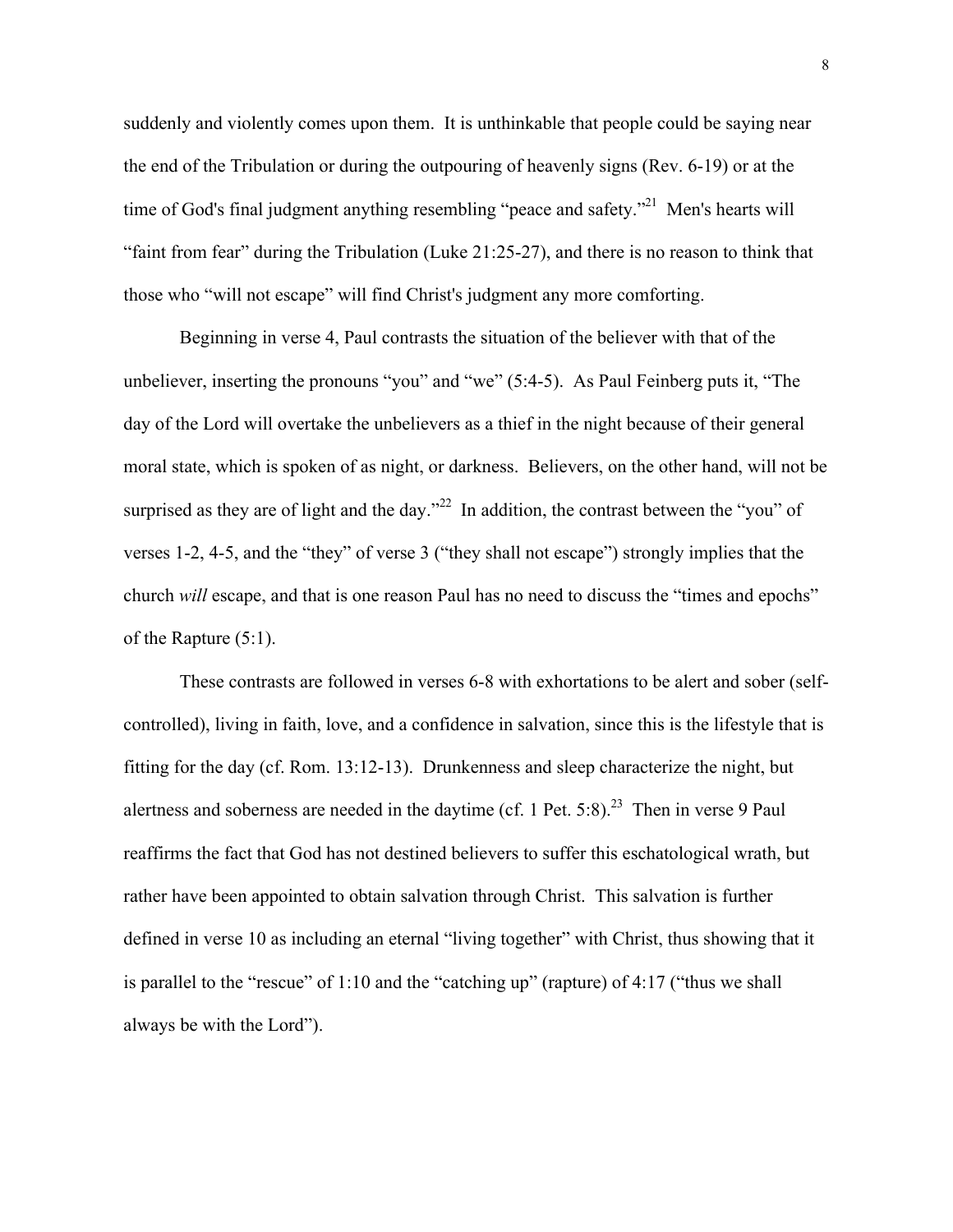suddenly and violently comes upon them. It is unthinkable that people could be saying near the end of the Tribulation or during the outpouring of heavenly signs (Rev. 6-19) or at the time of God's final judgment anything resembling "peace and safety."[21] Men's hearts will "faint from fear" during the Tribulation (Luke 21:25-27), and there is no reason to think that those who "will not escape" will find Christ's judgment any more comforting.

Beginning in verse 4, Paul contrasts the situation of the believer with that of the unbeliever, inserting the pronouns "you" and "we" (5:4-5). As Paul Feinberg puts it, "The day of the Lord will overtake the unbelievers as a thief in the night because of their general moral state, which is spoken of as night, or darkness. Believers, on the other hand, will not be surprised as they are of light and the day."[22] In addition, the contrast between the "you" of verses 1-2, 4-5, and the "they" of verse 3 ("they shall not escape") strongly implies that the church *will* escape, and that is one reason Paul has no need to discuss the "times and epochs" of the Rapture (5:1).

These contrasts are followed in verses 6-8 with exhortations to be alert and sober (self-controlled), living in faith, love, and a confidence in salvation, since this is the lifestyle that is fitting for the day (cf. Rom. 13:12-13). Drunkenness and sleep characterize the night, but alertness and soberness are needed in the daytime (cf. 1 Pet. 5:8).[23] Then in verse 9 Paul reaffirms the fact that God has not destined believers to suffer this eschatological wrath, but rather have been appointed to obtain salvation through Christ. This salvation is further defined in verse 10 as including an eternal "living together" with Christ, thus showing that it is parallel to the "rescue" of 1:10 and the "catching up" (rapture) of 4:17 ("thus we shall always be with the Lord").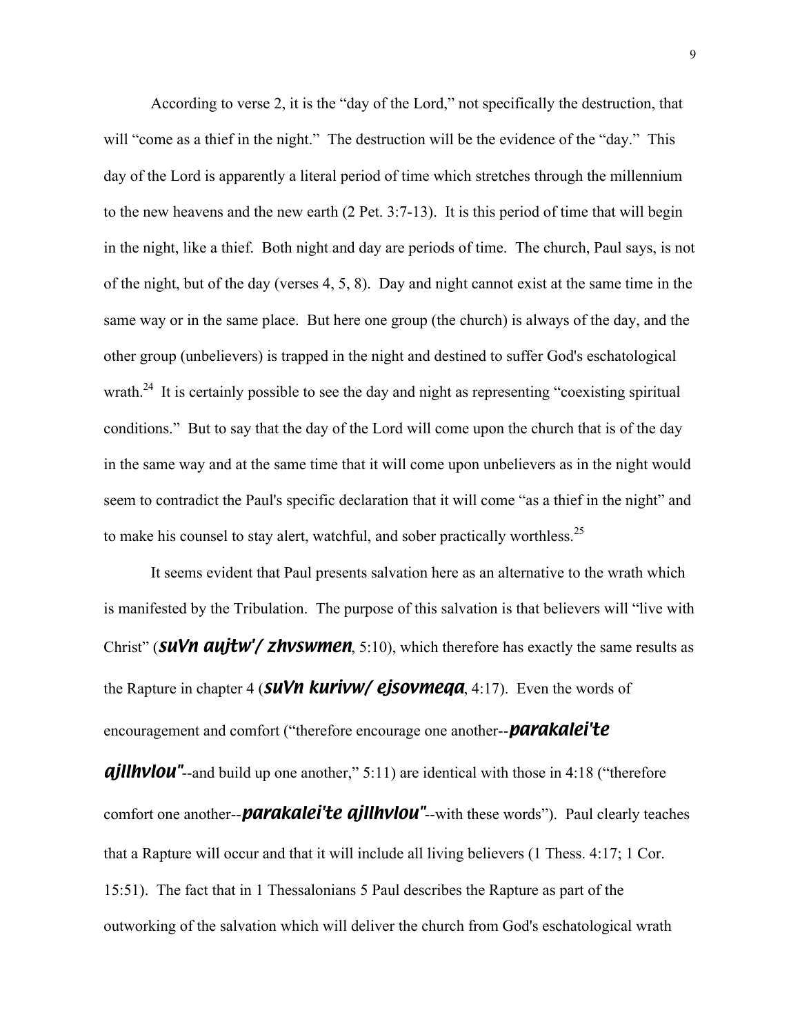According to verse 2, it is the "day of the Lord," not specifically the destruction, that will "come as a thief in the night." The destruction will be the evidence of the "day." This day of the Lord is apparently a literal period of time which stretches through the millennium to the new heavens and the new earth (2 Pet. 3:7-13). It is this period of time that will begin in the night, like a thief. Both night and day are periods of time. The church, Paul says, is not of the night, but of the day (verses 4, 5, 8). Day and night cannot exist at the same time in the same way or in the same place. But here one group (the church) is always of the day, and the other group (unbelievers) is trapped in the night and destined to suffer God's eschatological wrath.[24] It is certainly possible to see the day and night as representing "coexisting spiritual conditions." But to say that the day of the Lord will come upon the church that is of the day in the same way and at the same time that it will come upon unbelievers as in the night would seem to contradict the Paul's specific declaration that it will come "as a thief in the night" and to make his counsel to stay alert, watchful, and sober practically worthless.[25]

It seems evident that Paul presents salvation here as an alternative to the wrath which is manifested by the Tribulation. The purpose of this salvation is that believers will "live with Christ" (***suVn aujtw'/ zhvswmen***, 5:10), which therefore has exactly the same results as the Rapture in chapter 4 (***suVn kurivw/ ejsovmeqa***, 4:17). Even the words of encouragement and comfort ("therefore encourage one another--***parakalei'te ajllhvlou"***--and build up one another," 5:11) are identical with those in 4:18 ("therefore comfort one another--***parakalei'te ajllhvlou"***--with these words"). Paul clearly teaches that a Rapture will occur and that it will include all living believers (1 Thess. 4:17; 1 Cor. 15:51). The fact that in 1 Thessalonians 5 Paul describes the Rapture as part of the outworking of the salvation which will deliver the church from God's eschatological wrath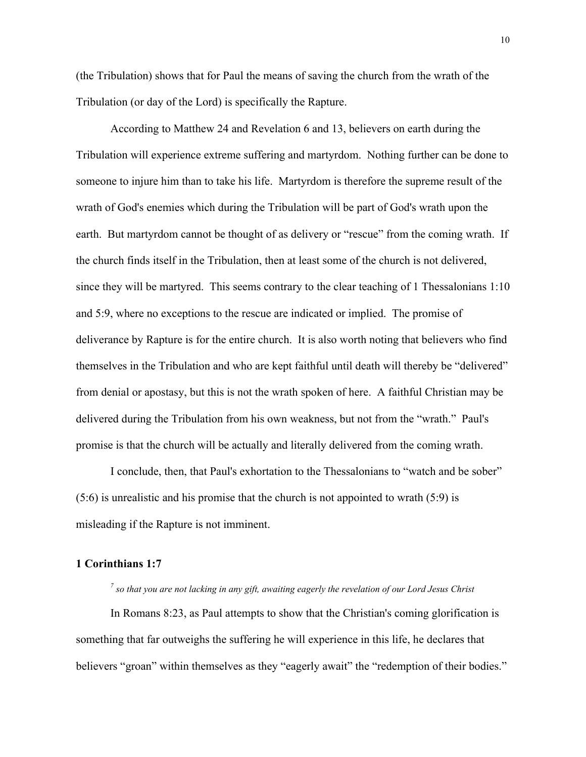(the Tribulation) shows that for Paul the means of saving the church from the wrath of the Tribulation (or day of the Lord) is specifically the Rapture.

According to Matthew 24 and Revelation 6 and 13, believers on earth during the Tribulation will experience extreme suffering and martyrdom. Nothing further can be done to someone to injure him than to take his life. Martyrdom is therefore the supreme result of the wrath of God's enemies which during the Tribulation will be part of God's wrath upon the earth. But martyrdom cannot be thought of as delivery or "rescue" from the coming wrath. If the church finds itself in the Tribulation, then at least some of the church is not delivered, since they will be martyred. This seems contrary to the clear teaching of 1 Thessalonians 1:10 and 5:9, where no exceptions to the rescue are indicated or implied. The promise of deliverance by Rapture is for the entire church. It is also worth noting that believers who find themselves in the Tribulation and who are kept faithful until death will thereby be "delivered" from denial or apostasy, but this is not the wrath spoken of here. A faithful Christian may be delivered during the Tribulation from his own weakness, but not from the "wrath." Paul's promise is that the church will be actually and literally delivered from the coming wrath.

I conclude, then, that Paul's exhortation to the Thessalonians to "watch and be sober" (5:6) is unrealistic and his promise that the church is not appointed to wrath (5:9) is misleading if the Rapture is not imminent.

### 1 Corinthians 1:7

*7 so that you are not lacking in any gift, awaiting eagerly the revelation of our Lord Jesus Christ*

In Romans 8:23, as Paul attempts to show that the Christian's coming glorification is something that far outweighs the suffering he will experience in this life, he declares that believers "groan" within themselves as they "eagerly await" the "redemption of their bodies."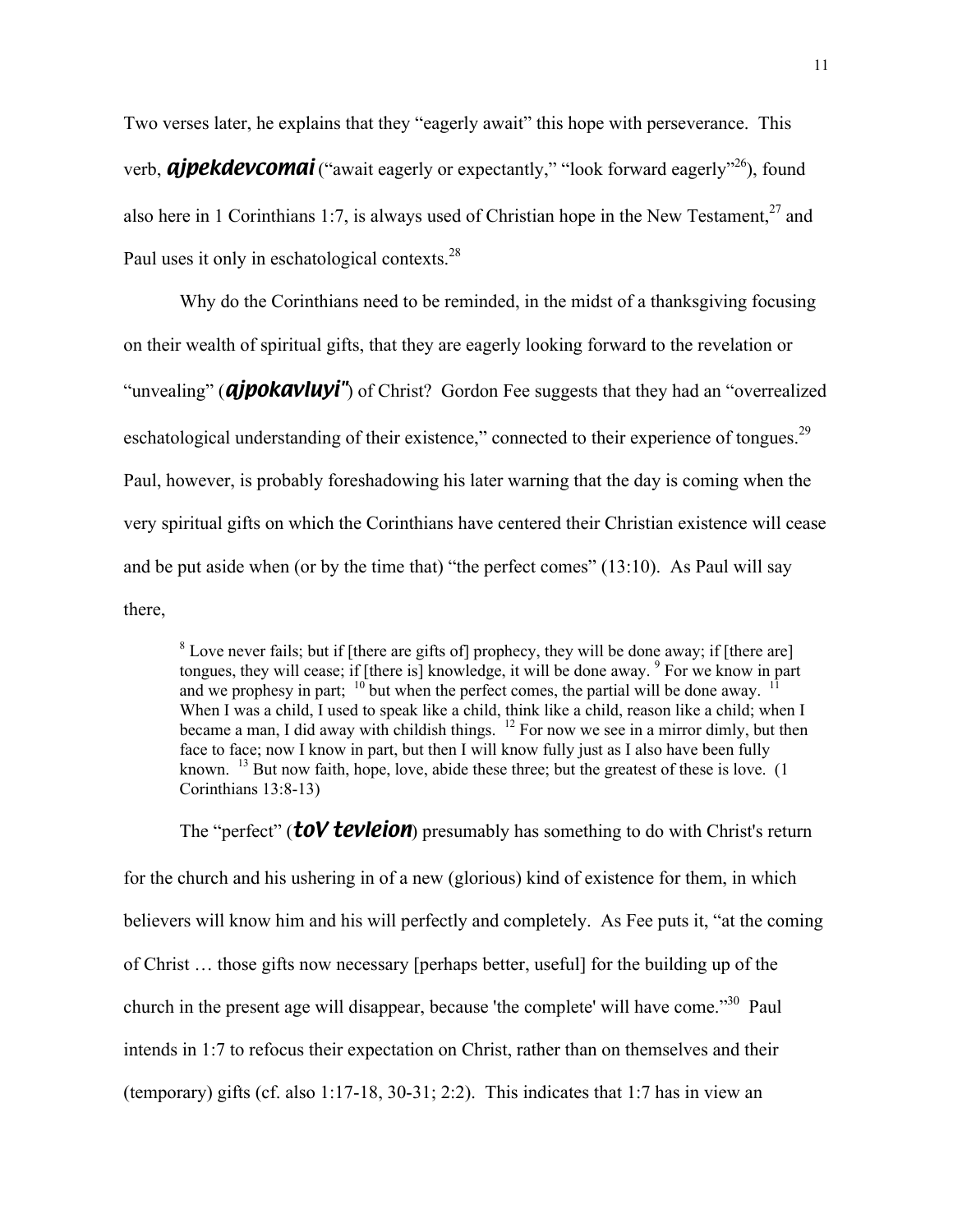Two verses later, he explains that they "eagerly await" this hope with perseverance. This verb, ***ajpekdevcomai*** ("await eagerly or expectantly," "look forward eagerly"[26]), found also here in 1 Corinthians 1:7, is always used of Christian hope in the New Testament,[27] and Paul uses it only in eschatological contexts.[28]

Why do the Corinthians need to be reminded, in the midst of a thanksgiving focusing on their wealth of spiritual gifts, that they are eagerly looking forward to the revelation or "unvealing" (***ajpokavluyi"***) of Christ? Gordon Fee suggests that they had an "overrealized eschatological understanding of their existence," connected to their experience of tongues.[29] Paul, however, is probably foreshadowing his later warning that the day is coming when the very spiritual gifts on which the Corinthians have centered their Christian existence will cease and be put aside when (or by the time that) "the perfect comes" (13:10). As Paul will say there,

> [8] Love never fails; but if [there are gifts of] prophecy, they will be done away; if [there are] tongues, they will cease; if [there is] knowledge, it will be done away. [9] For we know in part and we prophesy in part; [10] but when the perfect comes, the partial will be done away. [11] When I was a child, I used to speak like a child, think like a child, reason like a child; when I became a man, I did away with childish things. [12] For now we see in a mirror dimly, but then face to face; now I know in part, but then I will know fully just as I also have been fully known. [13] But now faith, hope, love, abide these three; but the greatest of these is love. (1 Corinthians 13:8-13)

The "perfect" (***toV tevleion***) presumably has something to do with Christ's return for the church and his ushering in of a new (glorious) kind of existence for them, in which believers will know him and his will perfectly and completely. As Fee puts it, "at the coming of Christ … those gifts now necessary [perhaps better, useful] for the building up of the church in the present age will disappear, because 'the complete' will have come."[30] Paul intends in 1:7 to refocus their expectation on Christ, rather than on themselves and their (temporary) gifts (cf. also 1:17-18, 30-31; 2:2). This indicates that 1:7 has in view an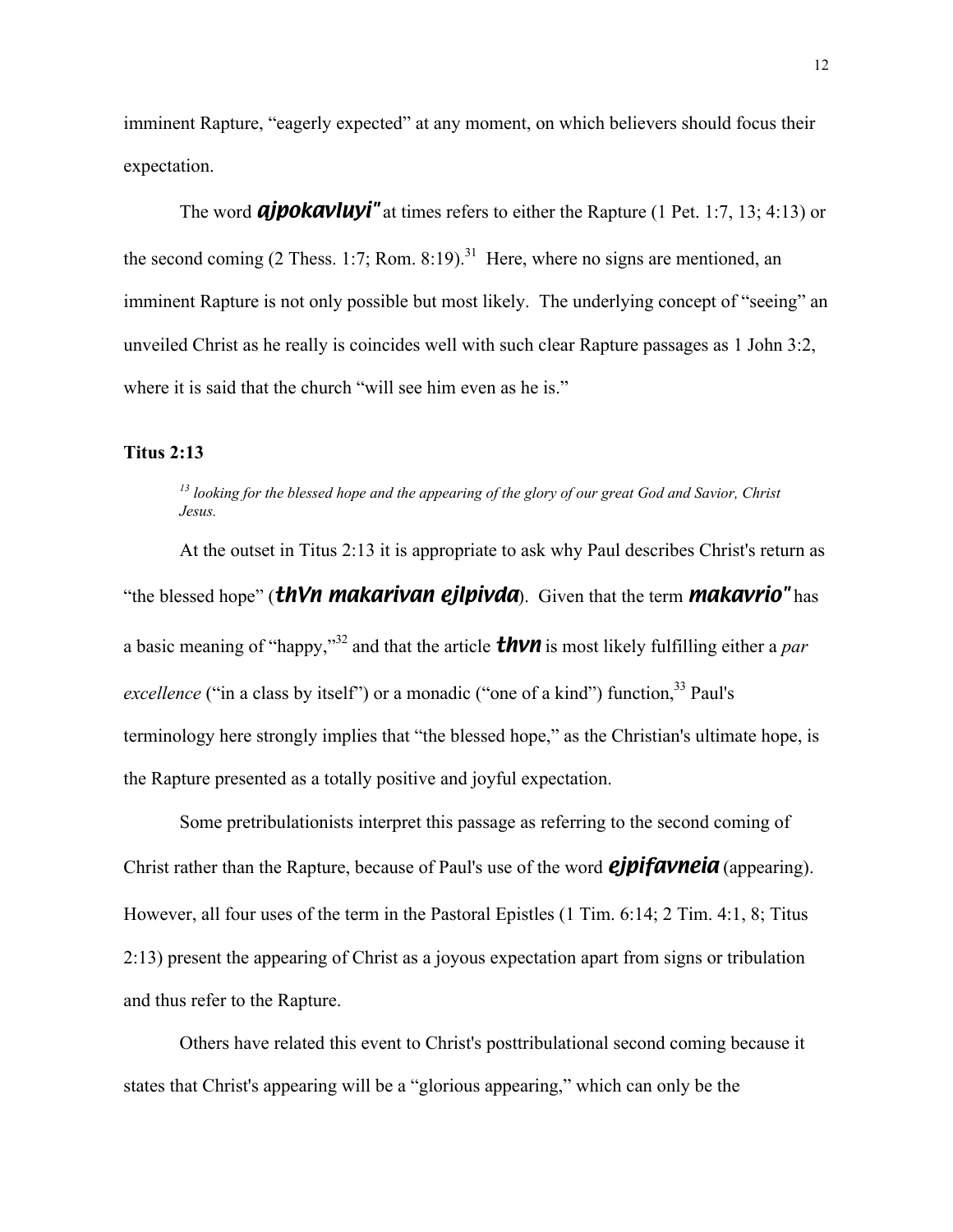imminent Rapture, "eagerly expected" at any moment, on which believers should focus their expectation.

The word ***ajpokavluyi"*** at times refers to either the Rapture (1 Pet. 1:7, 13; 4:13) or the second coming (2 Thess. 1:7; Rom. 8:19).[31] Here, where no signs are mentioned, an imminent Rapture is not only possible but most likely. The underlying concept of "seeing" an unveiled Christ as he really is coincides well with such clear Rapture passages as 1 John 3:2, where it is said that the church "will see him even as he is."

**Titus 2:13**

> *[13] looking for the blessed hope and the appearing of the glory of our great God and Savior, Christ Jesus.*

At the outset in Titus 2:13 it is appropriate to ask why Paul describes Christ's return as "the blessed hope" (***thVn makarivan ejlpivda***). Given that the term ***makavrio"*** has a basic meaning of "happy,"[32] and that the article ***thvn*** is most likely fulfilling either a *par excellence* ("in a class by itself") or a monadic ("one of a kind") function,[33] Paul's terminology here strongly implies that "the blessed hope," as the Christian's ultimate hope, is the Rapture presented as a totally positive and joyful expectation.

Some pretribulationists interpret this passage as referring to the second coming of Christ rather than the Rapture, because of Paul's use of the word ***ejpifavneia*** (appearing). However, all four uses of the term in the Pastoral Epistles (1 Tim. 6:14; 2 Tim. 4:1, 8; Titus 2:13) present the appearing of Christ as a joyous expectation apart from signs or tribulation and thus refer to the Rapture.

Others have related this event to Christ's posttribulational second coming because it states that Christ's appearing will be a "glorious appearing," which can only be the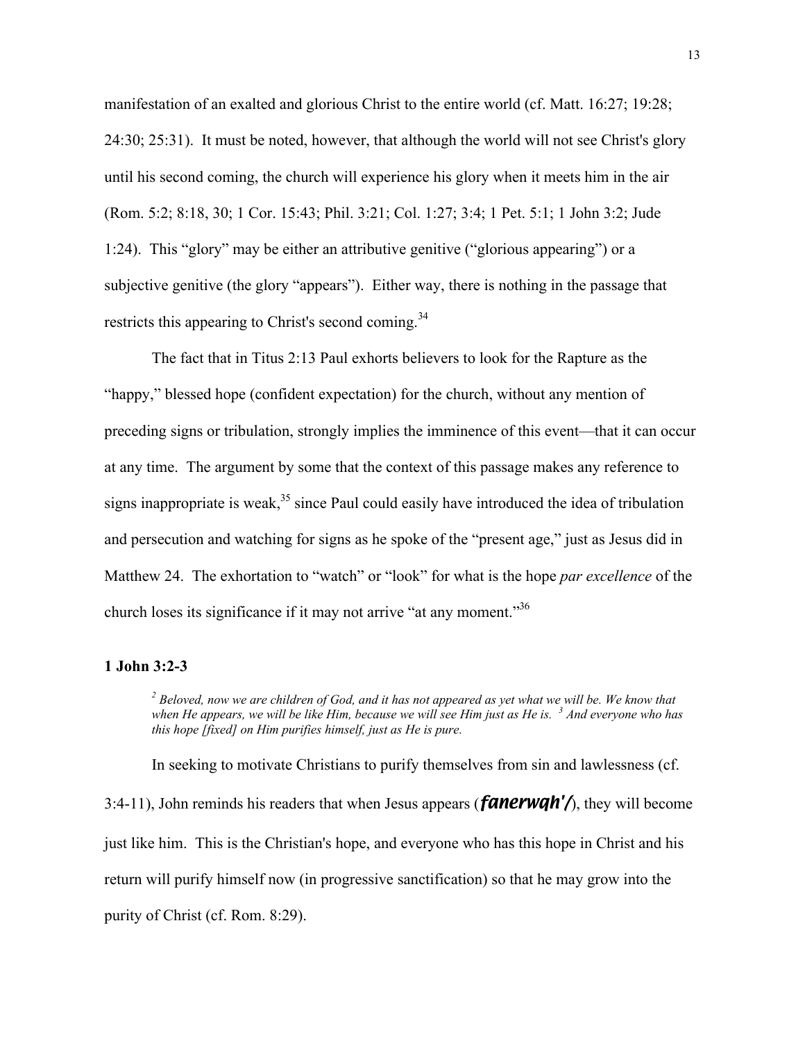manifestation of an exalted and glorious Christ to the entire world (cf. Matt. 16:27; 19:28; 24:30; 25:31). It must be noted, however, that although the world will not see Christ's glory until his second coming, the church will experience his glory when it meets him in the air (Rom. 5:2; 8:18, 30; 1 Cor. 15:43; Phil. 3:21; Col. 1:27; 3:4; 1 Pet. 5:1; 1 John 3:2; Jude 1:24). This "glory" may be either an attributive genitive ("glorious appearing") or a subjective genitive (the glory "appears"). Either way, there is nothing in the passage that restricts this appearing to Christ's second coming.[34]

The fact that in Titus 2:13 Paul exhorts believers to look for the Rapture as the "happy," blessed hope (confident expectation) for the church, without any mention of preceding signs or tribulation, strongly implies the imminence of this event—that it can occur at any time. The argument by some that the context of this passage makes any reference to signs inappropriate is weak,[35] since Paul could easily have introduced the idea of tribulation and persecution and watching for signs as he spoke of the "present age," just as Jesus did in Matthew 24. The exhortation to "watch" or "look" for what is the hope *par excellence* of the church loses its significance if it may not arrive "at any moment."[36]

**1 John 3:2-3**

> *[2] Beloved, now we are children of God, and it has not appeared as yet what we will be. We know that when He appears, we will be like Him, because we will see Him just as He is. [3] And everyone who has this hope [fixed] on Him purifies himself, just as He is pure.*

In seeking to motivate Christians to purify themselves from sin and lawlessness (cf. 3:4-11), John reminds his readers that when Jesus appears (***fanerwqh'/***), they will become just like him. This is the Christian's hope, and everyone who has this hope in Christ and his return will purify himself now (in progressive sanctification) so that he may grow into the purity of Christ (cf. Rom. 8:29).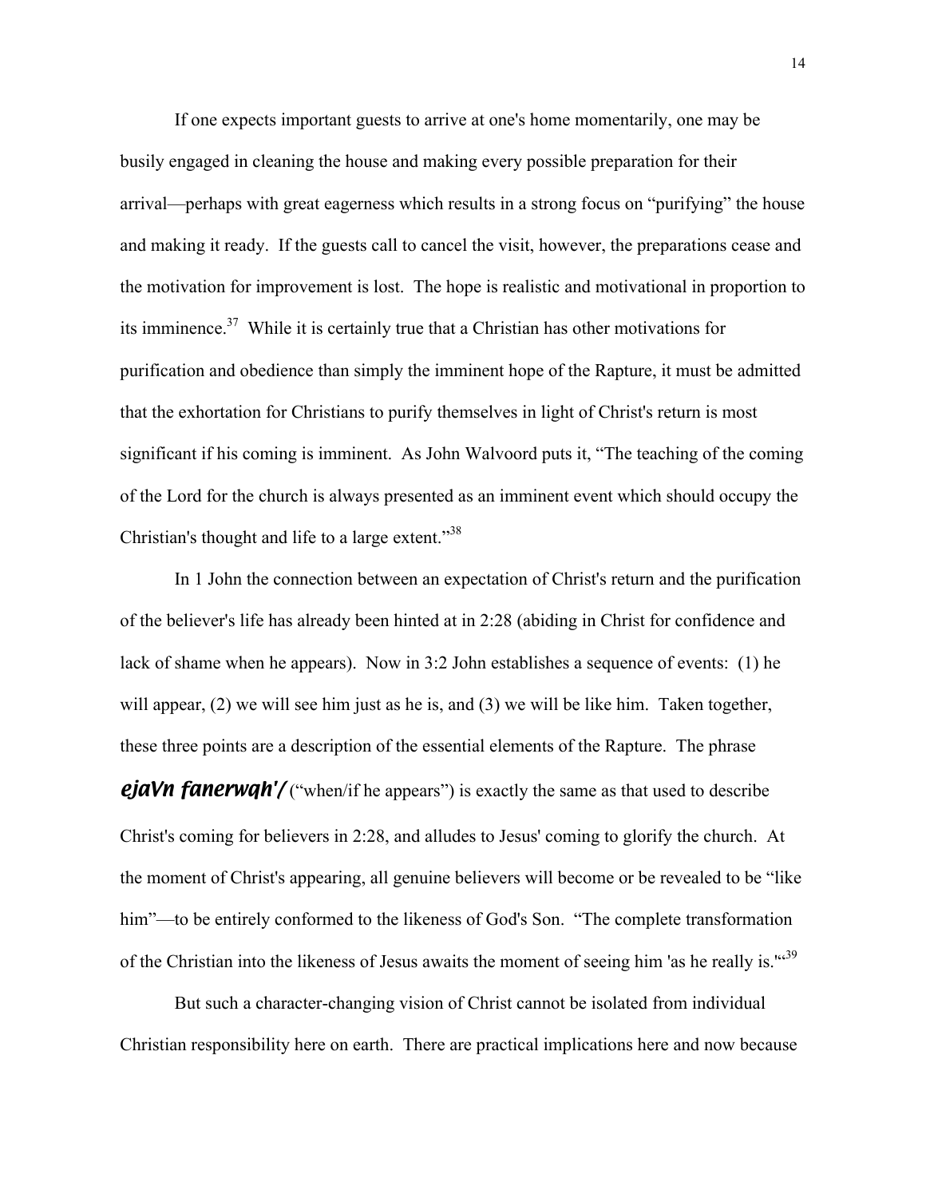If one expects important guests to arrive at one's home momentarily, one may be busily engaged in cleaning the house and making every possible preparation for their arrival—perhaps with great eagerness which results in a strong focus on "purifying" the house and making it ready. If the guests call to cancel the visit, however, the preparations cease and the motivation for improvement is lost. The hope is realistic and motivational in proportion to its imminence.[37] While it is certainly true that a Christian has other motivations for purification and obedience than simply the imminent hope of the Rapture, it must be admitted that the exhortation for Christians to purify themselves in light of Christ's return is most significant if his coming is imminent. As John Walvoord puts it, "The teaching of the coming of the Lord for the church is always presented as an imminent event which should occupy the Christian's thought and life to a large extent."[38]

In 1 John the connection between an expectation of Christ's return and the purification of the believer's life has already been hinted at in 2:28 (abiding in Christ for confidence and lack of shame when he appears). Now in 3:2 John establishes a sequence of events: (1) he will appear, (2) we will see him just as he is, and (3) we will be like him. Taken together, these three points are a description of the essential elements of the Rapture. The phrase ***ejaVn fanerwqh'/*** ("when/if he appears") is exactly the same as that used to describe Christ's coming for believers in 2:28, and alludes to Jesus' coming to glorify the church. At the moment of Christ's appearing, all genuine believers will become or be revealed to be "like him"—to be entirely conformed to the likeness of God's Son. "The complete transformation of the Christian into the likeness of Jesus awaits the moment of seeing him 'as he really is.'"[39]

But such a character-changing vision of Christ cannot be isolated from individual Christian responsibility here on earth. There are practical implications here and now because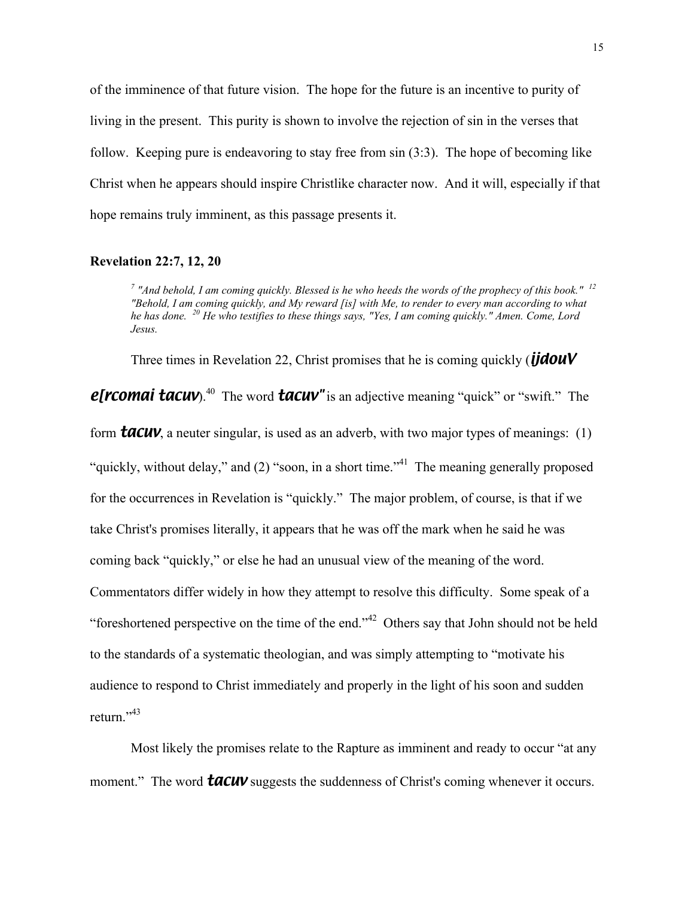of the imminence of that future vision. The hope for the future is an incentive to purity of living in the present. This purity is shown to involve the rejection of sin in the verses that follow. Keeping pure is endeavoring to stay free from sin (3:3). The hope of becoming like Christ when he appears should inspire Christlike character now. And it will, especially if that hope remains truly imminent, as this passage presents it.

### Revelation 22:7, 12, 20

> *[7] "And behold, I am coming quickly. Blessed is he who heeds the words of the prophecy of this book." [12] "Behold, I am coming quickly, and My reward [is] with Me, to render to every man according to what he has done. [20] He who testifies to these things says, "Yes, I am coming quickly." Amen. Come, Lord Jesus.*

Three times in Revelation 22, Christ promises that he is coming quickly (***ijdouV e[rcomai tacuv***).[40] The word ***tacuv"*** is an adjective meaning "quick" or "swift." The form ***tacuv***, a neuter singular, is used as an adverb, with two major types of meanings: (1) "quickly, without delay," and (2) "soon, in a short time."[41] The meaning generally proposed for the occurrences in Revelation is "quickly." The major problem, of course, is that if we take Christ's promises literally, it appears that he was off the mark when he said he was coming back "quickly," or else he had an unusual view of the meaning of the word. Commentators differ widely in how they attempt to resolve this difficulty. Some speak of a "foreshortened perspective on the time of the end."[42] Others say that John should not be held to the standards of a systematic theologian, and was simply attempting to "motivate his audience to respond to Christ immediately and properly in the light of his soon and sudden return."[43]

Most likely the promises relate to the Rapture as imminent and ready to occur "at any moment." The word ***tacuv*** suggests the suddenness of Christ's coming whenever it occurs.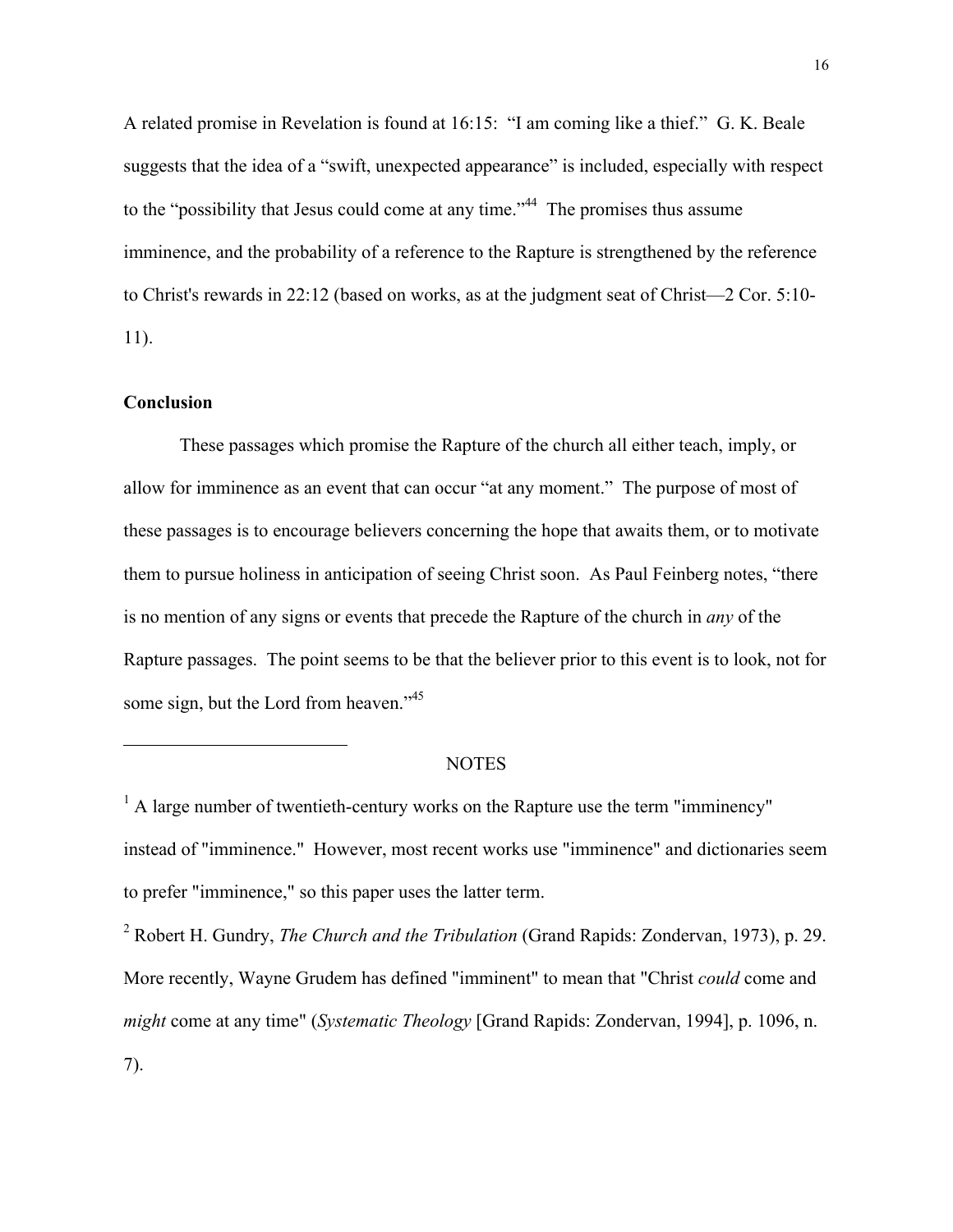A related promise in Revelation is found at 16:15: "I am coming like a thief." G. K. Beale suggests that the idea of a "swift, unexpected appearance" is included, especially with respect to the "possibility that Jesus could come at any time."[44] The promises thus assume imminence, and the probability of a reference to the Rapture is strengthened by the reference to Christ's rewards in 22:12 (based on works, as at the judgment seat of Christ—2 Cor. 5:10-11).

### Conclusion

These passages which promise the Rapture of the church all either teach, imply, or allow for imminence as an event that can occur "at any moment." The purpose of most of these passages is to encourage believers concerning the hope that awaits them, or to motivate them to pursue holiness in anticipation of seeing Christ soon. As Paul Feinberg notes, "there is no mention of any signs or events that precede the Rapture of the church in *any* of the Rapture passages. The point seems to be that the believer prior to this event is to look, not for some sign, but the Lord from heaven."[45]

---

NOTES

[1] A large number of twentieth-century works on the Rapture use the term "imminency" instead of "imminence." However, most recent works use "imminence" and dictionaries seem to prefer "imminence," so this paper uses the latter term.

[2] Robert H. Gundry, *The Church and the Tribulation* (Grand Rapids: Zondervan, 1973), p. 29. More recently, Wayne Grudem has defined "imminent" to mean that "Christ *could* come and *might* come at any time" (*Systematic Theology* [Grand Rapids: Zondervan, 1994], p. 1096, n. 7).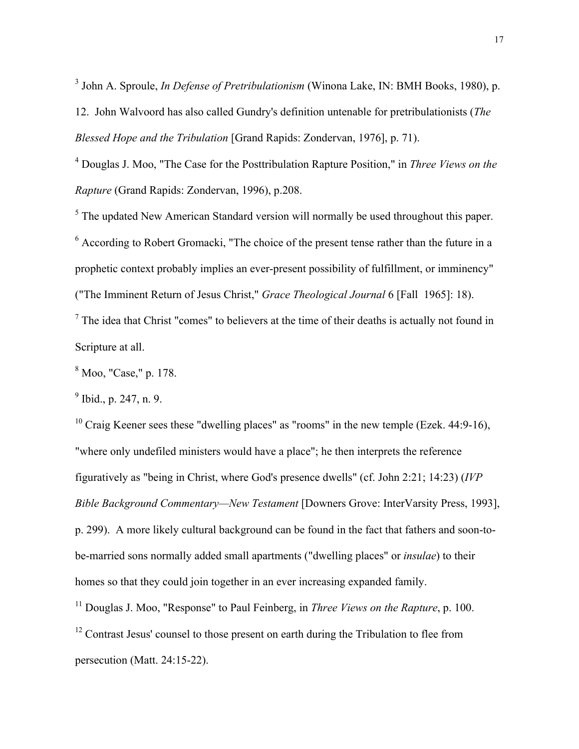[3] John A. Sproule, *In Defense of Pretribulationism* (Winona Lake, IN: BMH Books, 1980), p. 12. John Walvoord has also called Gundry's definition untenable for pretribulationists (*The Blessed Hope and the Tribulation* [Grand Rapids: Zondervan, 1976], p. 71).

[4] Douglas J. Moo, "The Case for the Posttribulation Rapture Position," in *Three Views on the Rapture* (Grand Rapids: Zondervan, 1996), p.208.

[5] The updated New American Standard version will normally be used throughout this paper.

[6] According to Robert Gromacki, "The choice of the present tense rather than the future in a prophetic context probably implies an ever-present possibility of fulfillment, or imminency" ("The Imminent Return of Jesus Christ," *Grace Theological Journal* 6 [Fall 1965]: 18).

[7] The idea that Christ "comes" to believers at the time of their deaths is actually not found in Scripture at all.

[8] Moo, "Case," p. 178.

[9] Ibid., p. 247, n. 9.

[10] Craig Keener sees these "dwelling places" as "rooms" in the new temple (Ezek. 44:9-16), "where only undefiled ministers would have a place"; he then interprets the reference figuratively as "being in Christ, where God's presence dwells" (cf. John 2:21; 14:23) (*IVP Bible Background Commentary—New Testament* [Downers Grove: InterVarsity Press, 1993], p. 299). A more likely cultural background can be found in the fact that fathers and soon-to-be-married sons normally added small apartments ("dwelling places" or *insulae*) to their homes so that they could join together in an ever increasing expanded family.

[11] Douglas J. Moo, "Response" to Paul Feinberg, in *Three Views on the Rapture*, p. 100.

[12] Contrast Jesus' counsel to those present on earth during the Tribulation to flee from persecution (Matt. 24:15-22).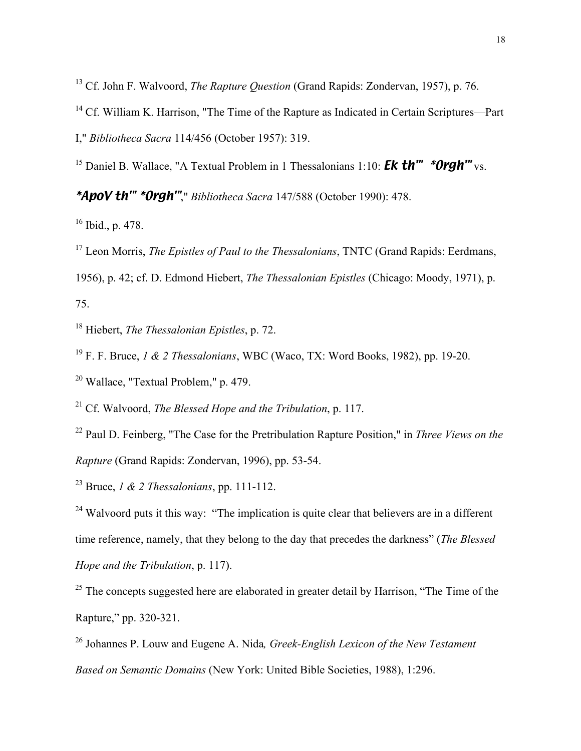[13] Cf. John F. Walvoord, *The Rapture Question* (Grand Rapids: Zondervan, 1957), p. 76.

[14] Cf. William K. Harrison, "The Time of the Rapture as Indicated in Certain Scriptures—Part I," *Bibliotheca Sacra* 114/456 (October 1957): 319.

[15] Daniel B. Wallace, "A Textual Problem in 1 Thessalonians 1:10: ***Ek th'' *Orgh''*** vs. ***\*ApoV th'' *Orgh''***," *Bibliotheca Sacra* 147/588 (October 1990): 478.

[16] Ibid., p. 478.

[17] Leon Morris, *The Epistles of Paul to the Thessalonians*, TNTC (Grand Rapids: Eerdmans, 1956), p. 42; cf. D. Edmond Hiebert, *The Thessalonian Epistles* (Chicago: Moody, 1971), p. 75.

[18] Hiebert, *The Thessalonian Epistles*, p. 72.

[19] F. F. Bruce, *1 & 2 Thessalonians*, WBC (Waco, TX: Word Books, 1982), pp. 19-20.

[20] Wallace, "Textual Problem," p. 479.

[21] Cf. Walvoord, *The Blessed Hope and the Tribulation*, p. 117.

[22] Paul D. Feinberg, "The Case for the Pretribulation Rapture Position," in *Three Views on the Rapture* (Grand Rapids: Zondervan, 1996), pp. 53-54.

[23] Bruce, *1 & 2 Thessalonians*, pp. 111-112.

[24] Walvoord puts it this way: "The implication is quite clear that believers are in a different time reference, namely, that they belong to the day that precedes the darkness" (*The Blessed Hope and the Tribulation*, p. 117).

[25] The concepts suggested here are elaborated in greater detail by Harrison, "The Time of the Rapture," pp. 320-321.

[26] Johannes P. Louw and Eugene A. Nida*, Greek-English Lexicon of the New Testament Based on Semantic Domains* (New York: United Bible Societies, 1988), 1:296.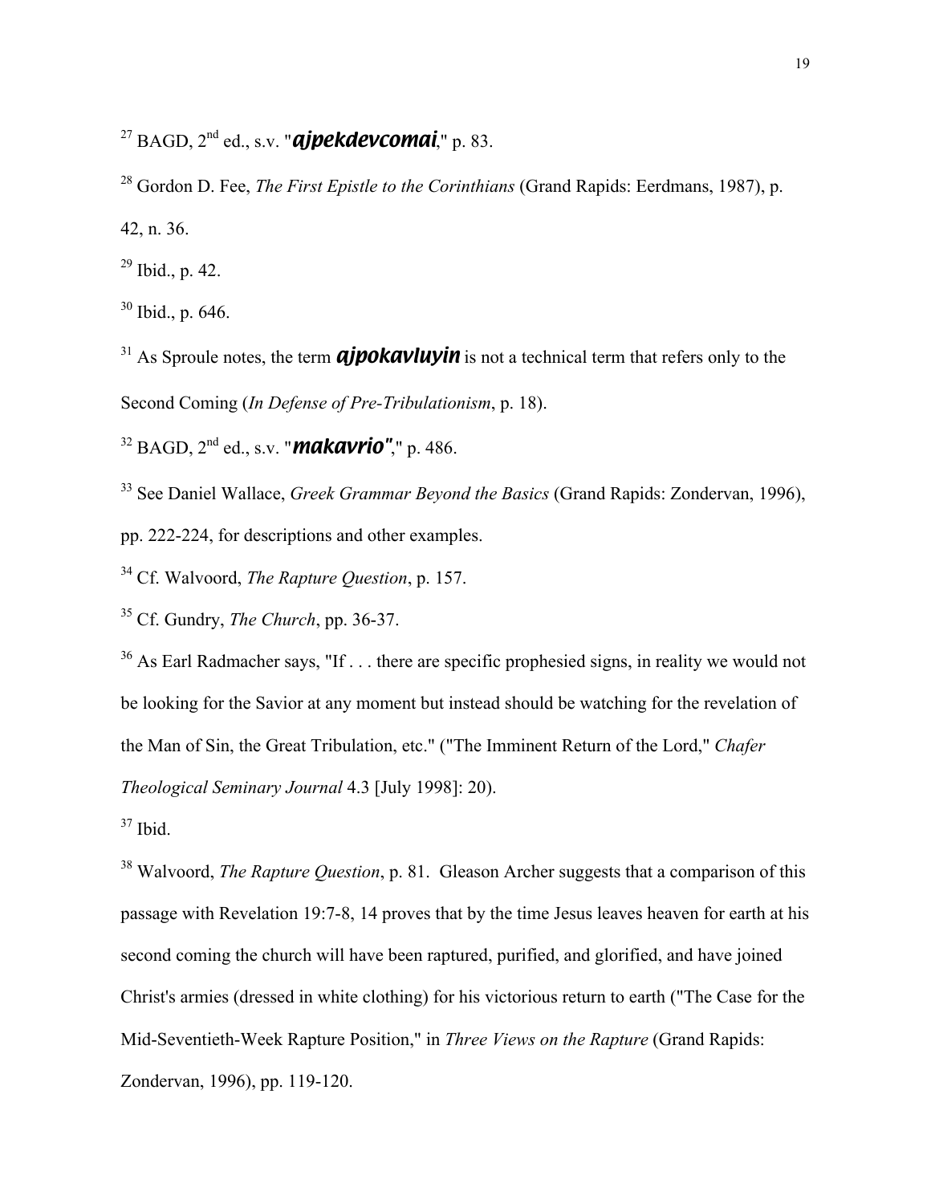[27] BAGD, 2[nd] ed., s.v. "***ajpekdevcomai***," p. 83.

[28] Gordon D. Fee, *The First Epistle to the Corinthians* (Grand Rapids: Eerdmans, 1987), p. 42, n. 36.

[29] Ibid., p. 42.

[30] Ibid., p. 646.

[31] As Sproule notes, the term ***ajpokavluyin*** is not a technical term that refers only to the Second Coming (*In Defense of Pre-Tribulationism*, p. 18).

[32] BAGD, 2[nd] ed., s.v. "***makavrio"***," p. 486.

[33] See Daniel Wallace, *Greek Grammar Beyond the Basics* (Grand Rapids: Zondervan, 1996), pp. 222-224, for descriptions and other examples.

[34] Cf. Walvoord, *The Rapture Question*, p. 157.

[35] Cf. Gundry, *The Church*, pp. 36-37.

[36] As Earl Radmacher says, "If . . . there are specific prophesied signs, in reality we would not be looking for the Savior at any moment but instead should be watching for the revelation of the Man of Sin, the Great Tribulation, etc." ("The Imminent Return of the Lord," *Chafer Theological Seminary Journal* 4.3 [July 1998]: 20).

[37] Ibid.

[38] Walvoord, *The Rapture Question*, p. 81. Gleason Archer suggests that a comparison of this passage with Revelation 19:7-8, 14 proves that by the time Jesus leaves heaven for earth at his second coming the church will have been raptured, purified, and glorified, and have joined Christ's armies (dressed in white clothing) for his victorious return to earth ("The Case for the Mid-Seventieth-Week Rapture Position," in *Three Views on the Rapture* (Grand Rapids: Zondervan, 1996), pp. 119-120.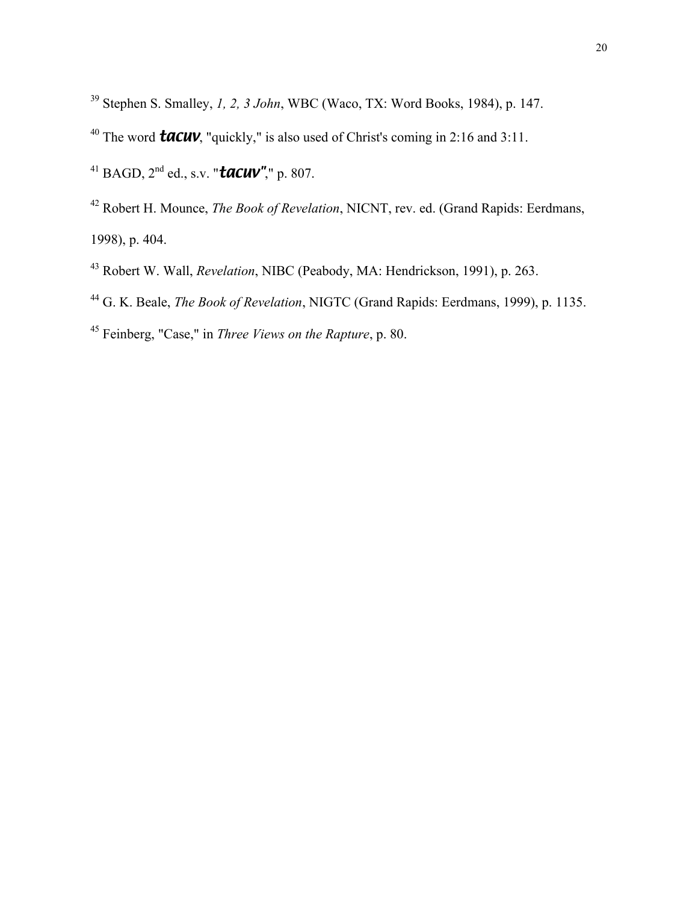[39] Stephen S. Smalley, *1, 2, 3 John*, WBC (Waco, TX: Word Books, 1984), p. 147.

[40] The word ***tacuv***, "quickly," is also used of Christ's coming in 2:16 and 3:11.

[41] BAGD, 2nd ed., s.v. "***tacuv"***," p. 807.

[42] Robert H. Mounce, *The Book of Revelation*, NICNT, rev. ed. (Grand Rapids: Eerdmans, 1998), p. 404.

[43] Robert W. Wall, *Revelation*, NIBC (Peabody, MA: Hendrickson, 1991), p. 263.

[44] G. K. Beale, *The Book of Revelation*, NIGTC (Grand Rapids: Eerdmans, 1999), p. 1135.

[45] Feinberg, "Case," in *Three Views on the Rapture*, p. 80.